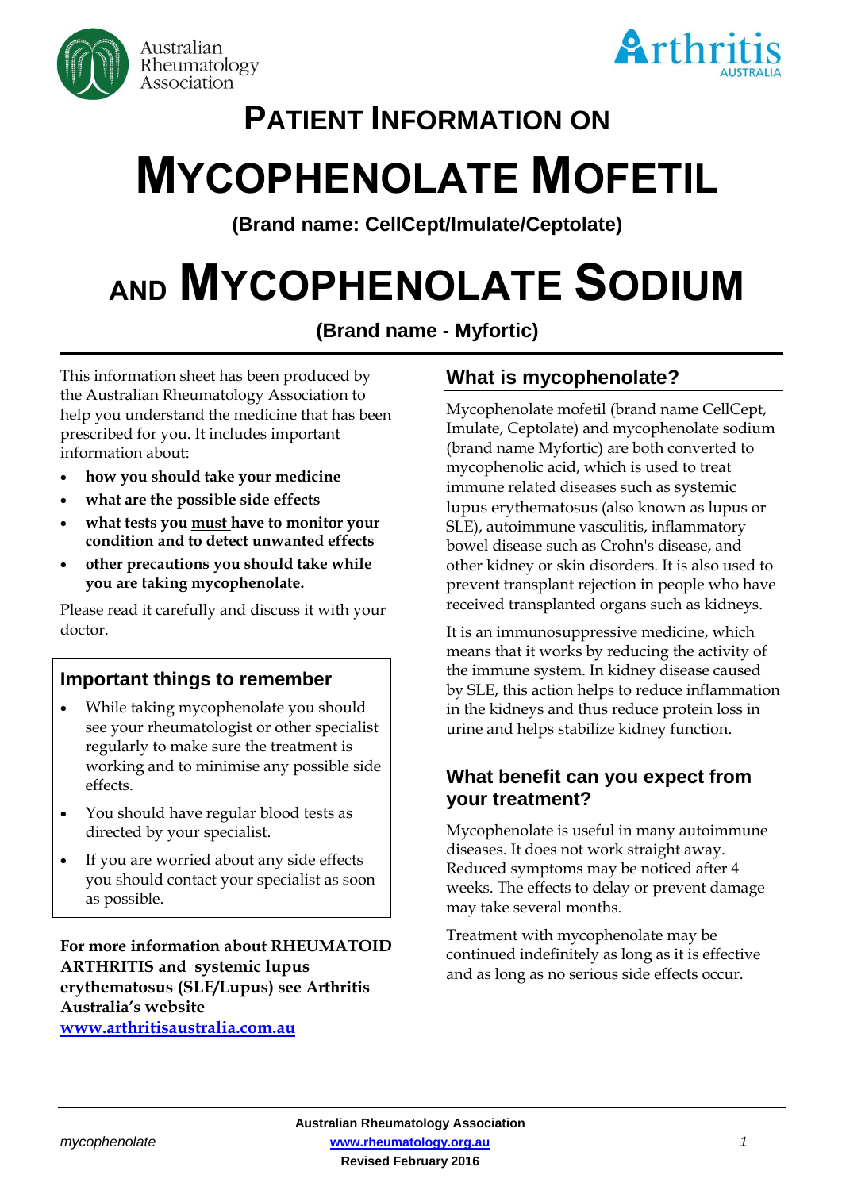# PATIENT INFORMATION ON

# MYCOPHENOLATE MOFETIL

**(Brand name: CellCept/Imulate/Ceptolate)**

# AND MYCOPHENOLATE SODIUM

**(Brand name - Myfortic)**

This information sheet has been produced by the Australian Rheumatology Association to help you understand the medicine that has been prescribed for you. It includes important information about:

- **how you should take your medicine**
- **what are the possible side effects**
- **what tests you must have to monitor your condition and to detect unwanted effects**
- **other precautions you should take while you are taking mycophenolate.**

Please read it carefully and discuss it with your doctor.

## Important things to remember

- While taking mycophenolate you should see your rheumatologist or other specialist regularly to make sure the treatment is working and to minimise any possible side effects.
- You should have regular blood tests as directed by your specialist.
- If you are worried about any side effects you should contact your specialist as soon as possible.

**For more information about RHEUMATOID ARTHRITIS and systemic lupus erythematosus (SLE/Lupus) see Arthritis Australia's website [www.arthritisaustralia.com.au](http://www.arthritisaustralia.com.au)**

## What is mycophenolate?

Mycophenolate mofetil (brand name CellCept, Imulate, Ceptolate) and mycophenolate sodium (brand name Myfortic) are both converted to mycophenolic acid, which is used to treat immune related diseases such as systemic lupus erythematosus (also known as lupus or SLE), autoimmune vasculitis, inflammatory bowel disease such as Crohn's disease, and other kidney or skin disorders. It is also used to prevent transplant rejection in people who have received transplanted organs such as kidneys.

It is an immunosuppressive medicine, which means that it works by reducing the activity of the immune system. In kidney disease caused by SLE, this action helps to reduce inflammation in the kidneys and thus reduce protein loss in urine and helps stabilize kidney function.

## What benefit can you expect from your treatment?

Mycophenolate is useful in many autoimmune diseases. It does not work straight away. Reduced symptoms may be noticed after 4 weeks. The effects to delay or prevent damage may take several months.

Treatment with mycophenolate may be continued indefinitely as long as it is effective and as long as no serious side effects occur.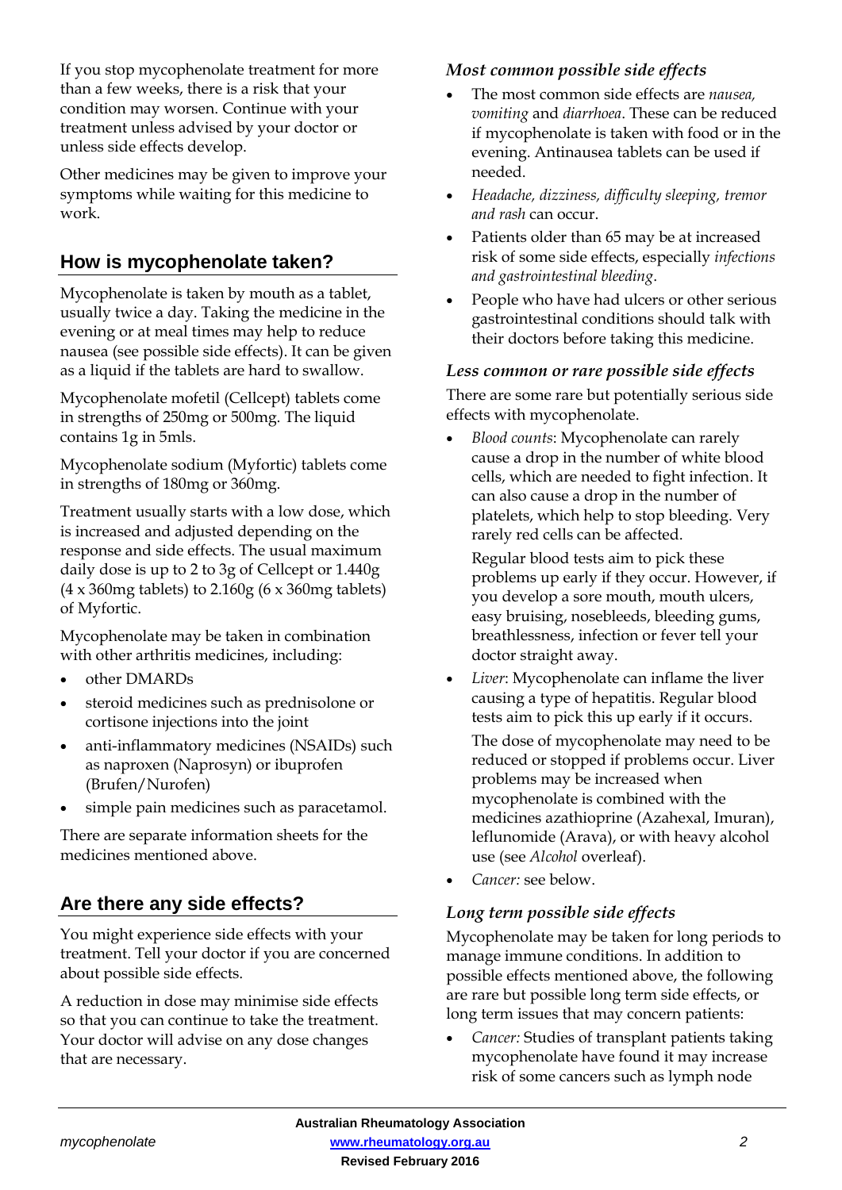If you stop mycophenolate treatment for more than a few weeks, there is a risk that your condition may worsen. Continue with your treatment unless advised by your doctor or unless side effects develop.

Other medicines may be given to improve your symptoms while waiting for this medicine to work.

## How is mycophenolate taken?

Mycophenolate is taken by mouth as a tablet, usually twice a day. Taking the medicine in the evening or at meal times may help to reduce nausea (see possible side effects). It can be given as a liquid if the tablets are hard to swallow.

Mycophenolate mofetil (Cellcept) tablets come in strengths of 250mg or 500mg. The liquid contains 1g in 5mls.

Mycophenolate sodium (Myfortic) tablets come in strengths of 180mg or 360mg.

Treatment usually starts with a low dose, which is increased and adjusted depending on the response and side effects. The usual maximum daily dose is up to 2 to 3g of Cellcept or 1.440g (4 x 360mg tablets) to 2.160g (6 x 360mg tablets) of Myfortic.

Mycophenolate may be taken in combination with other arthritis medicines, including:

- other DMARDs
- steroid medicines such as prednisolone or cortisone injections into the joint
- anti-inflammatory medicines (NSAIDs) such as naproxen (Naprosyn) or ibuprofen (Brufen/Nurofen)
- simple pain medicines such as paracetamol.

There are separate information sheets for the medicines mentioned above.

## Are there any side effects?

You might experience side effects with your treatment. Tell your doctor if you are concerned about possible side effects.

A reduction in dose may minimise side effects so that you can continue to take the treatment. Your doctor will advise on any dose changes that are necessary.

### *Most common possible side effects*

- The most common side effects are *nausea, vomiting* and *diarrhoea*. These can be reduced if mycophenolate is taken with food or in the evening. Antinausea tablets can be used if needed.
- *Headache, dizziness, difficulty sleeping, tremor and rash* can occur.
- Patients older than 65 may be at increased risk of some side effects, especially *infections and gastrointestinal bleeding*.
- People who have had ulcers or other serious gastrointestinal conditions should talk with their doctors before taking this medicine.

### *Less common or rare possible side effects*

There are some rare but potentially serious side effects with mycophenolate.

- *Blood counts*: Mycophenolate can rarely cause a drop in the number of white blood cells, which are needed to fight infection. It can also cause a drop in the number of platelets, which help to stop bleeding. Very rarely red cells can be affected.

  Regular blood tests aim to pick these problems up early if they occur. However, if you develop a sore mouth, mouth ulcers, easy bruising, nosebleeds, bleeding gums, breathlessness, infection or fever tell your doctor straight away.
- *Liver*: Mycophenolate can inflame the liver causing a type of hepatitis. Regular blood tests aim to pick this up early if it occurs.

  The dose of mycophenolate may need to be reduced or stopped if problems occur. Liver problems may be increased when mycophenolate is combined with the medicines azathioprine (Azahexal, Imuran), leflunomide (Arava), or with heavy alcohol use (see *Alcohol* overleaf).
- *Cancer:* see below.

### *Long term possible side effects*

Mycophenolate may be taken for long periods to manage immune conditions. In addition to possible effects mentioned above, the following are rare but possible long term side effects, or long term issues that may concern patients:

- *Cancer:* Studies of transplant patients taking mycophenolate have found it may increase risk of some cancers such as lymph node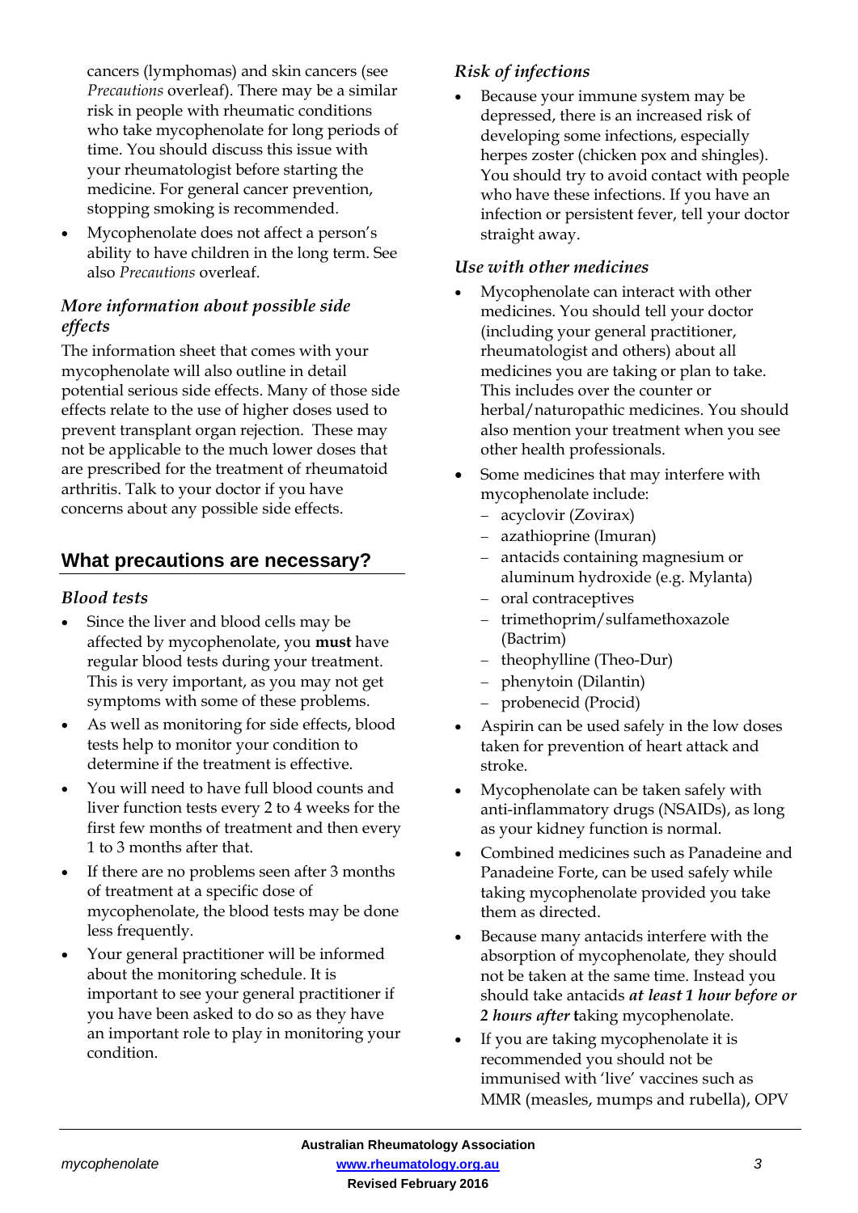cancers (lymphomas) and skin cancers (see *Precautions* overleaf). There may be a similar risk in people with rheumatic conditions who take mycophenolate for long periods of time. You should discuss this issue with your rheumatologist before starting the medicine. For general cancer prevention, stopping smoking is recommended.

- Mycophenolate does not affect a person's ability to have children in the long term. See also *Precautions* overleaf.

### *More information about possible side effects*

The information sheet that comes with your mycophenolate will also outline in detail potential serious side effects. Many of those side effects relate to the use of higher doses used to prevent transplant organ rejection. These may not be applicable to the much lower doses that are prescribed for the treatment of rheumatoid arthritis. Talk to your doctor if you have concerns about any possible side effects.

## What precautions are necessary?

### *Blood tests*

- Since the liver and blood cells may be affected by mycophenolate, you **must** have regular blood tests during your treatment. This is very important, as you may not get symptoms with some of these problems.
- As well as monitoring for side effects, blood tests help to monitor your condition to determine if the treatment is effective.
- You will need to have full blood counts and liver function tests every 2 to 4 weeks for the first few months of treatment and then every 1 to 3 months after that.
- If there are no problems seen after 3 months of treatment at a specific dose of mycophenolate, the blood tests may be done less frequently.
- Your general practitioner will be informed about the monitoring schedule. It is important to see your general practitioner if you have been asked to do so as they have an important role to play in monitoring your condition.

### *Risk of infections*

- Because your immune system may be depressed, there is an increased risk of developing some infections, especially herpes zoster (chicken pox and shingles). You should try to avoid contact with people who have these infections. If you have an infection or persistent fever, tell your doctor straight away.

### *Use with other medicines*

- Mycophenolate can interact with other medicines. You should tell your doctor (including your general practitioner, rheumatologist and others) about all medicines you are taking or plan to take. This includes over the counter or herbal/naturopathic medicines. You should also mention your treatment when you see other health professionals.
- Some medicines that may interfere with mycophenolate include:
  - acyclovir (Zovirax)
  - azathioprine (Imuran)
  - antacids containing magnesium or aluminum hydroxide (e.g. Mylanta)
  - oral contraceptives
  - trimethoprim/sulfamethoxazole (Bactrim)
  - theophylline (Theo-Dur)
  - phenytoin (Dilantin)
  - probenecid (Procid)
- Aspirin can be used safely in the low doses taken for prevention of heart attack and stroke.
- Mycophenolate can be taken safely with anti-inflammatory drugs (NSAIDs), as long as your kidney function is normal.
- Combined medicines such as Panadeine and Panadeine Forte, can be used safely while taking mycophenolate provided you take them as directed.
- Because many antacids interfere with the absorption of mycophenolate, they should not be taken at the same time. Instead you should take antacids ***at least 1 hour before or 2 hours after*** taking mycophenolate.
- If you are taking mycophenolate it is recommended you should not be immunised with 'live' vaccines such as MMR (measles, mumps and rubella), OPV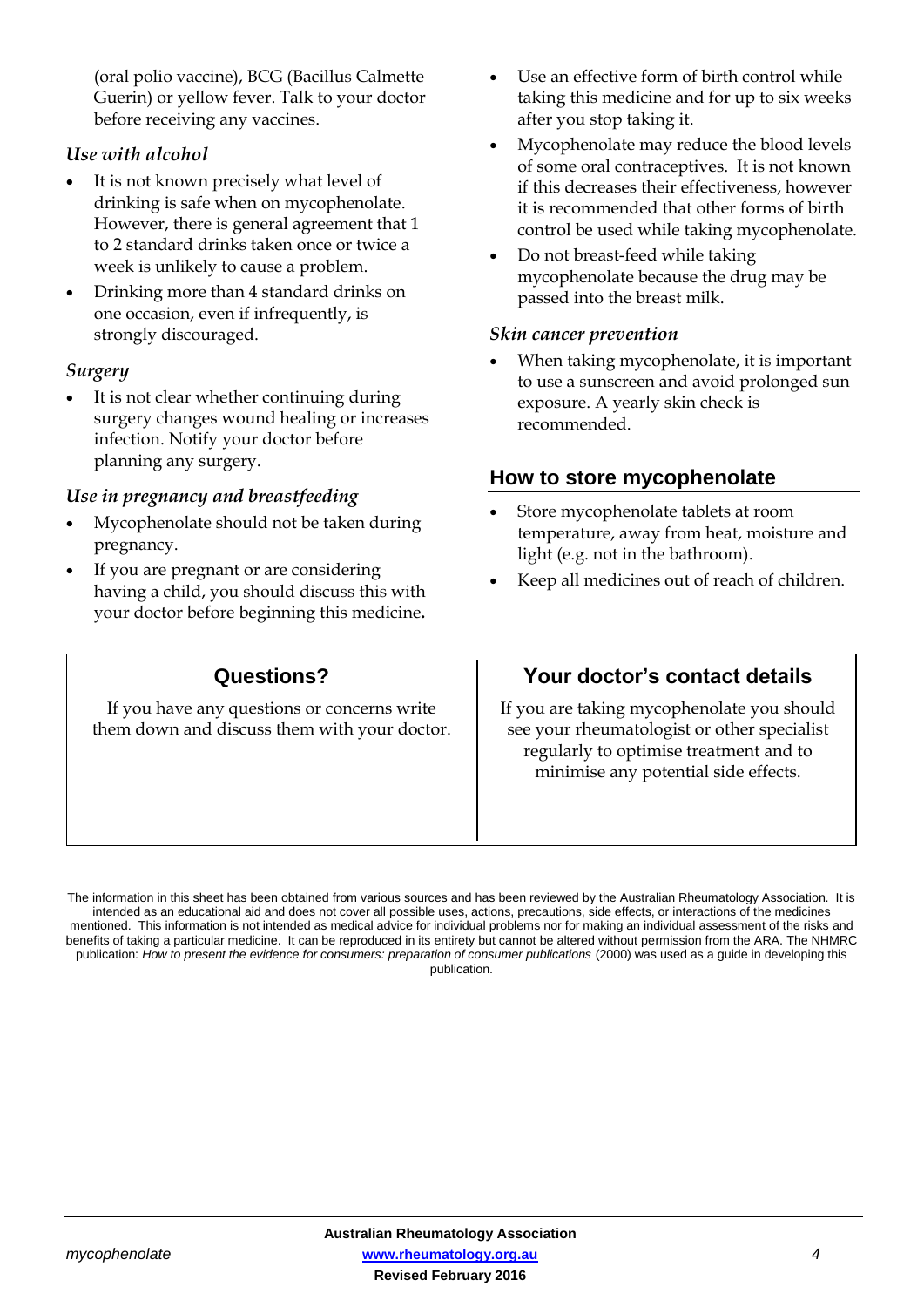(oral polio vaccine), BCG (Bacillus Calmette Guerin) or yellow fever. Talk to your doctor before receiving any vaccines.

### *Use with alcohol*

- It is not known precisely what level of drinking is safe when on mycophenolate. However, there is general agreement that 1 to 2 standard drinks taken once or twice a week is unlikely to cause a problem.
- Drinking more than 4 standard drinks on one occasion, even if infrequently, is strongly discouraged.

### *Surgery*

- It is not clear whether continuing during surgery changes wound healing or increases infection. Notify your doctor before planning any surgery.

### *Use in pregnancy and breastfeeding*

- Mycophenolate should not be taken during pregnancy.
- If you are pregnant or are considering having a child, you should discuss this with your doctor before beginning this medicine**.**
- Use an effective form of birth control while taking this medicine and for up to six weeks after you stop taking it.
- Mycophenolate may reduce the blood levels of some oral contraceptives. It is not known if this decreases their effectiveness, however it is recommended that other forms of birth control be used while taking mycophenolate.
- Do not breast-feed while taking mycophenolate because the drug may be passed into the breast milk.

### *Skin cancer prevention*

- When taking mycophenolate, it is important to use a sunscreen and avoid prolonged sun exposure. A yearly skin check is recommended.

## How to store mycophenolate

- Store mycophenolate tablets at room temperature, away from heat, moisture and light (e.g. not in the bathroom).
- Keep all medicines out of reach of children.

## Questions?

If you have any questions or concerns write them down and discuss them with your doctor.

## Your doctor's contact details

If you are taking mycophenolate you should see your rheumatologist or other specialist regularly to optimise treatment and to minimise any potential side effects.

The information in this sheet has been obtained from various sources and has been reviewed by the Australian Rheumatology Association. It is intended as an educational aid and does not cover all possible uses, actions, precautions, side effects, or interactions of the medicines mentioned. This information is not intended as medical advice for individual problems nor for making an individual assessment of the risks and benefits of taking a particular medicine. It can be reproduced in its entirety but cannot be altered without permission from the ARA. The NHMRC publication: *How to present the evidence for consumers: preparation of consumer publications* (2000) was used as a guide in developing this publication.

**Australian Rheumatology Association**
**www.rheumatology.org.au**
**Revised February 2016**